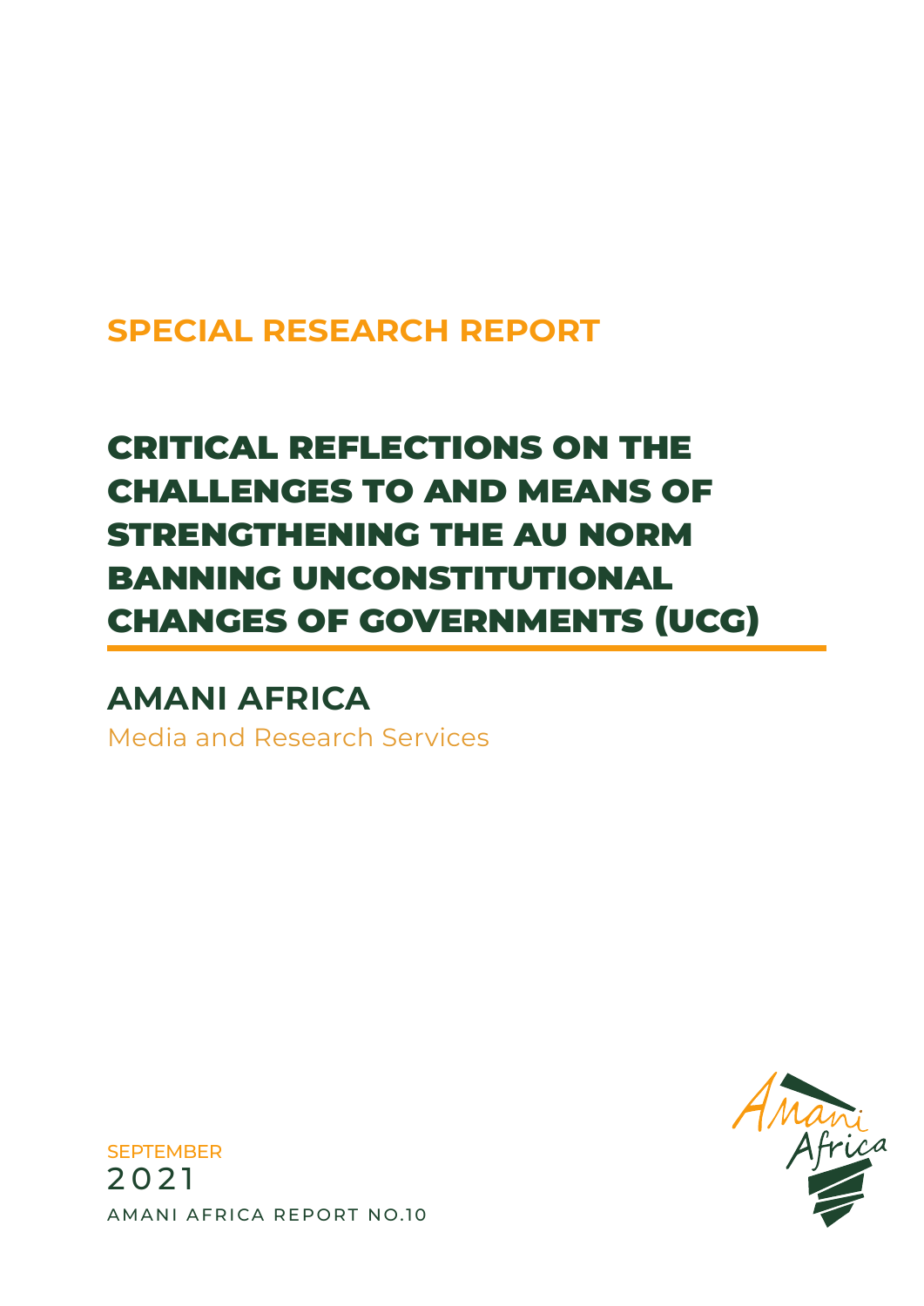SPECIAL RESEARCH REPORT

# CRITICAL REFLECTIONS ON THE CHALLENGES TO AND MEANS OF STRENGTHENING THE AU NORM BANNING UNCONSTITUTIONAL CHANGES OF GOVERNMENTS (UCG)

## AMANI AFRICA

Media and Research Services

SEPTEMBER
2021
AMANI AFRICA REPORT NO.10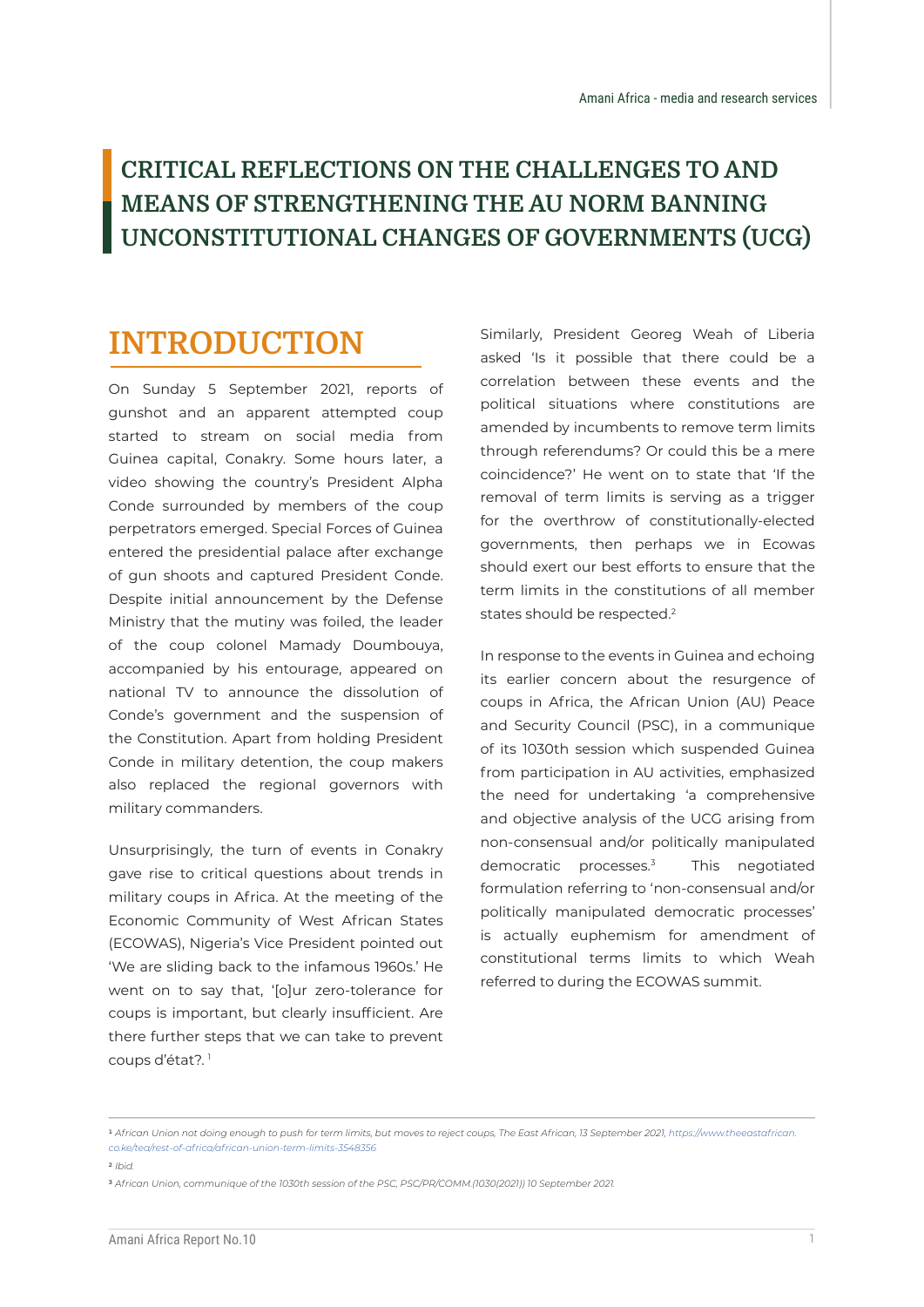# CRITICAL REFLECTIONS ON THE CHALLENGES TO AND MEANS OF STRENGTHENING THE AU NORM BANNING UNCONSTITUTIONAL CHANGES OF GOVERNMENTS (UCG)

## INTRODUCTION

On Sunday 5 September 2021, reports of gunshot and an apparent attempted coup started to stream on social media from Guinea capital, Conakry. Some hours later, a video showing the country's President Alpha Conde surrounded by members of the coup perpetrators emerged. Special Forces of Guinea entered the presidential palace after exchange of gun shoots and captured President Conde. Despite initial announcement by the Defense Ministry that the mutiny was foiled, the leader of the coup colonel Mamady Doumbouya, accompanied by his entourage, appeared on national TV to announce the dissolution of Conde's government and the suspension of the Constitution. Apart from holding President Conde in military detention, the coup makers also replaced the regional governors with military commanders.

Unsurprisingly, the turn of events in Conakry gave rise to critical questions about trends in military coups in Africa. At the meeting of the Economic Community of West African States (ECOWAS), Nigeria's Vice President pointed out 'We are sliding back to the infamous 1960s.' He went on to say that, '[o]ur zero-tolerance for coups is important, but clearly insufficient. Are there further steps that we can take to prevent coups d'état?. [1]

Similarly, President Georeg Weah of Liberia asked 'Is it possible that there could be a correlation between these events and the political situations where constitutions are amended by incumbents to remove term limits through referendums? Or could this be a mere coincidence?' He went on to state that 'If the removal of term limits is serving as a trigger for the overthrow of constitutionally-elected governments, then perhaps we in Ecowas should exert our best efforts to ensure that the term limits in the constitutions of all member states should be respected.[2]

In response to the events in Guinea and echoing its earlier concern about the resurgence of coups in Africa, the African Union (AU) Peace and Security Council (PSC), in a communique of its 1030th session which suspended Guinea from participation in AU activities, emphasized the need for undertaking 'a comprehensive and objective analysis of the UCG arising from non-consensual and/or politically manipulated democratic processes.[3] This negotiated formulation referring to 'non-consensual and/or politically manipulated democratic processes' is actually euphemism for amendment of constitutional terms limits to which Weah referred to during the ECOWAS summit.

---

[1] *African Union not doing enough to push for term limits, but moves to reject coups, The East African, 13 September 2021, https://www.theeastafrican.co.ke/tea/rest-of-africa/african-union-term-limits-3548356*

[2] *Ibid.*

[3] *African Union, communique of the 1030th session of the PSC, PSC/PR/COMM.(1030(2021)) 10 September 2021.*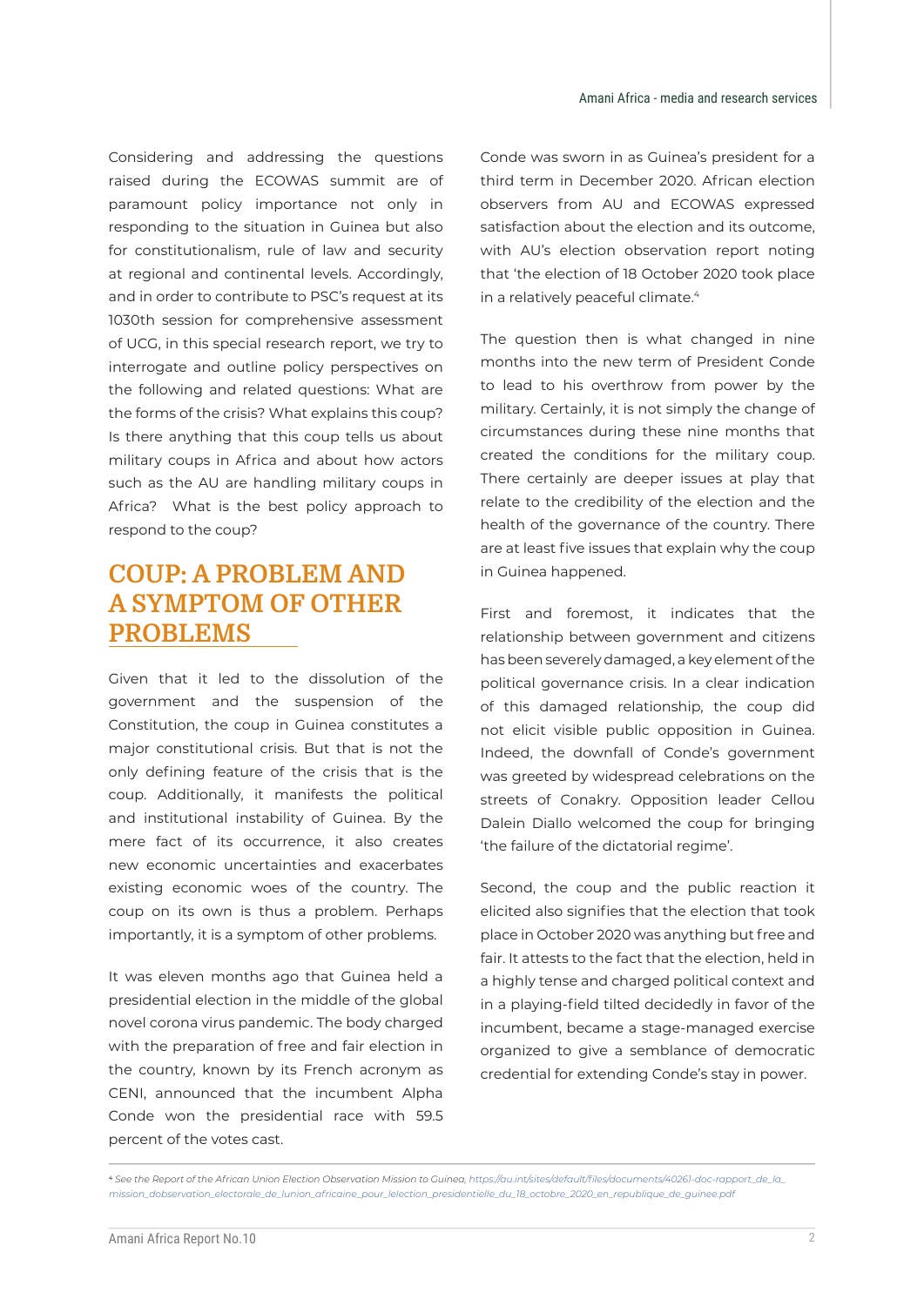Considering and addressing the questions raised during the ECOWAS summit are of paramount policy importance not only in responding to the situation in Guinea but also for constitutionalism, rule of law and security at regional and continental levels. Accordingly, and in order to contribute to PSC's request at its 1030th session for comprehensive assessment of UCG, in this special research report, we try to interrogate and outline policy perspectives on the following and related questions: What are the forms of the crisis? What explains this coup? Is there anything that this coup tells us about military coups in Africa and about how actors such as the AU are handling military coups in Africa? What is the best policy approach to respond to the coup?

## COUP: A PROBLEM AND A SYMPTOM OF OTHER PROBLEMS

Given that it led to the dissolution of the government and the suspension of the Constitution, the coup in Guinea constitutes a major constitutional crisis. But that is not the only defining feature of the crisis that is the coup. Additionally, it manifests the political and institutional instability of Guinea. By the mere fact of its occurrence, it also creates new economic uncertainties and exacerbates existing economic woes of the country. The coup on its own is thus a problem. Perhaps importantly, it is a symptom of other problems.

It was eleven months ago that Guinea held a presidential election in the middle of the global novel corona virus pandemic. The body charged with the preparation of free and fair election in the country, known by its French acronym as CENI, announced that the incumbent Alpha Conde won the presidential race with 59.5 percent of the votes cast.

Conde was sworn in as Guinea's president for a third term in December 2020. African election observers from AU and ECOWAS expressed satisfaction about the election and its outcome, with AU's election observation report noting that 'the election of 18 October 2020 took place in a relatively peaceful climate.[4]

The question then is what changed in nine months into the new term of President Conde to lead to his overthrow from power by the military. Certainly, it is not simply the change of circumstances during these nine months that created the conditions for the military coup. There certainly are deeper issues at play that relate to the credibility of the election and the health of the governance of the country. There are at least five issues that explain why the coup in Guinea happened.

First and foremost, it indicates that the relationship between government and citizens has been severely damaged, a key element of the political governance crisis. In a clear indication of this damaged relationship, the coup did not elicit visible public opposition in Guinea. Indeed, the downfall of Conde's government was greeted by widespread celebrations on the streets of Conakry. Opposition leader Cellou Dalein Diallo welcomed the coup for bringing 'the failure of the dictatorial regime'.

Second, the coup and the public reaction it elicited also signifies that the election that took place in October 2020 was anything but free and fair. It attests to the fact that the election, held in a highly tense and charged political context and in a playing-field tilted decidedly in favor of the incumbent, became a stage-managed exercise organized to give a semblance of democratic credential for extending Conde's stay in power.

---

[4] *See the Report of the African Union Election Observation Mission to Guinea, https://au.int/sites/default/files/documents/40261-doc-rapport_de_la_mission_dobservation_electorale_de_lunion_africaine_pour_lelection_presidentielle_du_18_octobre_2020_en_republique_de_guinee.pdf*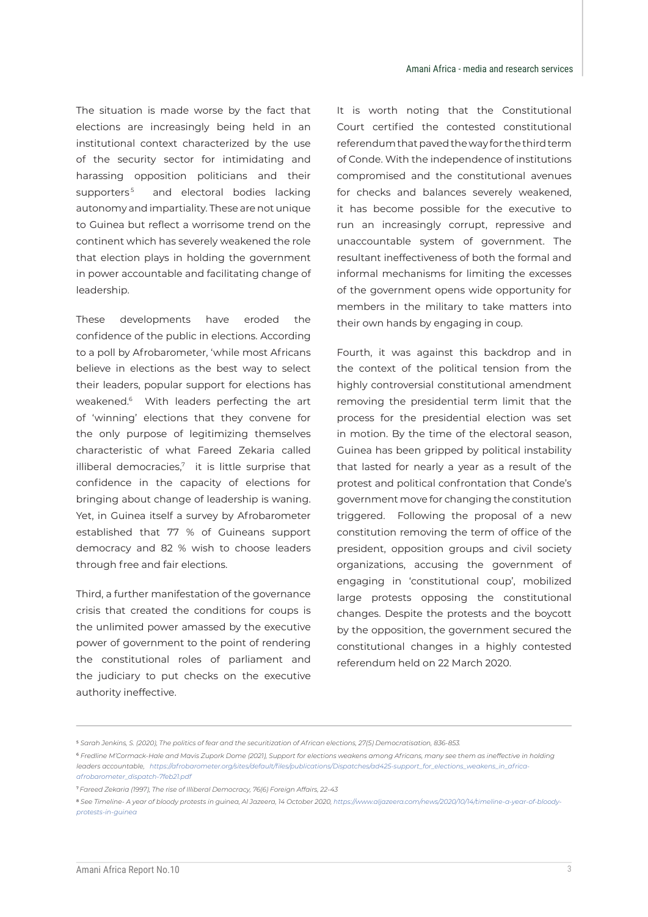The situation is made worse by the fact that elections are increasingly being held in an institutional context characterized by the use of the security sector for intimidating and harassing opposition politicians and their supporters[5] and electoral bodies lacking autonomy and impartiality. These are not unique to Guinea but reflect a worrisome trend on the continent which has severely weakened the role that election plays in holding the government in power accountable and facilitating change of leadership.

These developments have eroded the confidence of the public in elections. According to a poll by Afrobarometer, 'while most Africans believe in elections as the best way to select their leaders, popular support for elections has weakened.[6] With leaders perfecting the art of 'winning' elections that they convene for the only purpose of legitimizing themselves characteristic of what Fareed Zekaria called illiberal democracies,[7] it is little surprise that confidence in the capacity of elections for bringing about change of leadership is waning. Yet, in Guinea itself a survey by Afrobarometer established that 77 % of Guineans support democracy and 82 % wish to choose leaders through free and fair elections.

Third, a further manifestation of the governance crisis that created the conditions for coups is the unlimited power amassed by the executive power of government to the point of rendering the constitutional roles of parliament and the judiciary to put checks on the executive authority ineffective.

It is worth noting that the Constitutional Court certified the contested constitutional referendum that paved the way for the third term of Conde. With the independence of institutions compromised and the constitutional avenues for checks and balances severely weakened, it has become possible for the executive to run an increasingly corrupt, repressive and unaccountable system of government. The resultant ineffectiveness of both the formal and informal mechanisms for limiting the excesses of the government opens wide opportunity for members in the military to take matters into their own hands by engaging in coup.

Fourth, it was against this backdrop and in the context of the political tension from the highly controversial constitutional amendment removing the presidential term limit that the process for the presidential election was set in motion. By the time of the electoral season, Guinea has been gripped by political instability that lasted for nearly a year as a result of the protest and political confrontation that Conde's government move for changing the constitution triggered. Following the proposal of a new constitution removing the term of office of the president, opposition groups and civil society organizations, accusing the government of engaging in 'constitutional coup', mobilized large protests opposing the constitutional changes. Despite the protests and the boycott by the opposition, the government secured the constitutional changes in a highly contested referendum held on 22 March 2020.

---

[5] *Sarah Jenkins, S. (2020), The politics of fear and the securitization of African elections, 27(5) Democratisation, 836-853.*

[6] *Fredline M'Cormack-Hale and Mavis Zupork Dome (2021), Support for elections weakens among Africans, many see them as ineffective in holding leaders accountable, https://afrobarometer.org/sites/default/files/publications/Dispatches/ad425-support_for_elections_weakens_in_africa-afrobarometer_dispatch-7feb21.pdf*

[7] *Fareed Zekaria (1997), The rise of Illiberal Democracy, 76(6) Foreign Affairs, 22-43*

[8] *See Timeline- A year of bloody protests in guinea, Al Jazeera, 14 October 2020, https://www.aljazeera.com/news/2020/10/14/timeline-a-year-of-bloody-protests-in-guinea*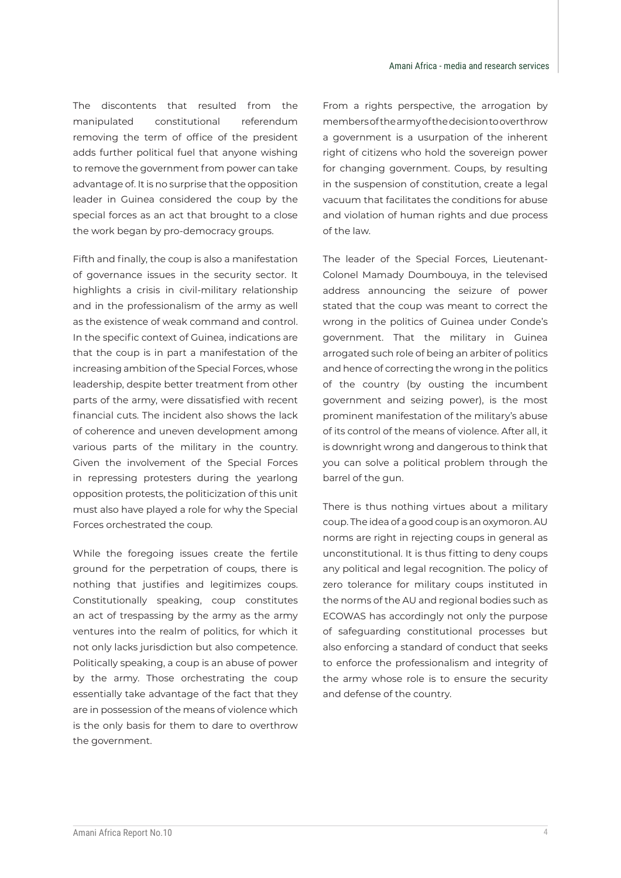The discontents that resulted from the manipulated constitutional referendum removing the term of office of the president adds further political fuel that anyone wishing to remove the government from power can take advantage of. It is no surprise that the opposition leader in Guinea considered the coup by the special forces as an act that brought to a close the work began by pro-democracy groups.

Fifth and finally, the coup is also a manifestation of governance issues in the security sector. It highlights a crisis in civil-military relationship and in the professionalism of the army as well as the existence of weak command and control. In the specific context of Guinea, indications are that the coup is in part a manifestation of the increasing ambition of the Special Forces, whose leadership, despite better treatment from other parts of the army, were dissatisfied with recent financial cuts. The incident also shows the lack of coherence and uneven development among various parts of the military in the country. Given the involvement of the Special Forces in repressing protesters during the yearlong opposition protests, the politicization of this unit must also have played a role for why the Special Forces orchestrated the coup.

While the foregoing issues create the fertile ground for the perpetration of coups, there is nothing that justifies and legitimizes coups. Constitutionally speaking, coup constitutes an act of trespassing by the army as the army ventures into the realm of politics, for which it not only lacks jurisdiction but also competence. Politically speaking, a coup is an abuse of power by the army. Those orchestrating the coup essentially take advantage of the fact that they are in possession of the means of violence which is the only basis for them to dare to overthrow the government.

From a rights perspective, the arrogation by members of the army of the decision to overthrow a government is a usurpation of the inherent right of citizens who hold the sovereign power for changing government. Coups, by resulting in the suspension of constitution, create a legal vacuum that facilitates the conditions for abuse and violation of human rights and due process of the law.

The leader of the Special Forces, Lieutenant-Colonel Mamady Doumbouya, in the televised address announcing the seizure of power stated that the coup was meant to correct the wrong in the politics of Guinea under Conde's government. That the military in Guinea arrogated such role of being an arbiter of politics and hence of correcting the wrong in the politics of the country (by ousting the incumbent government and seizing power), is the most prominent manifestation of the military's abuse of its control of the means of violence. After all, it is downright wrong and dangerous to think that you can solve a political problem through the barrel of the gun.

There is thus nothing virtues about a military coup. The idea of a good coup is an oxymoron. AU norms are right in rejecting coups in general as unconstitutional. It is thus fitting to deny coups any political and legal recognition. The policy of zero tolerance for military coups instituted in the norms of the AU and regional bodies such as ECOWAS has accordingly not only the purpose of safeguarding constitutional processes but also enforcing a standard of conduct that seeks to enforce the professionalism and integrity of the army whose role is to ensure the security and defense of the country.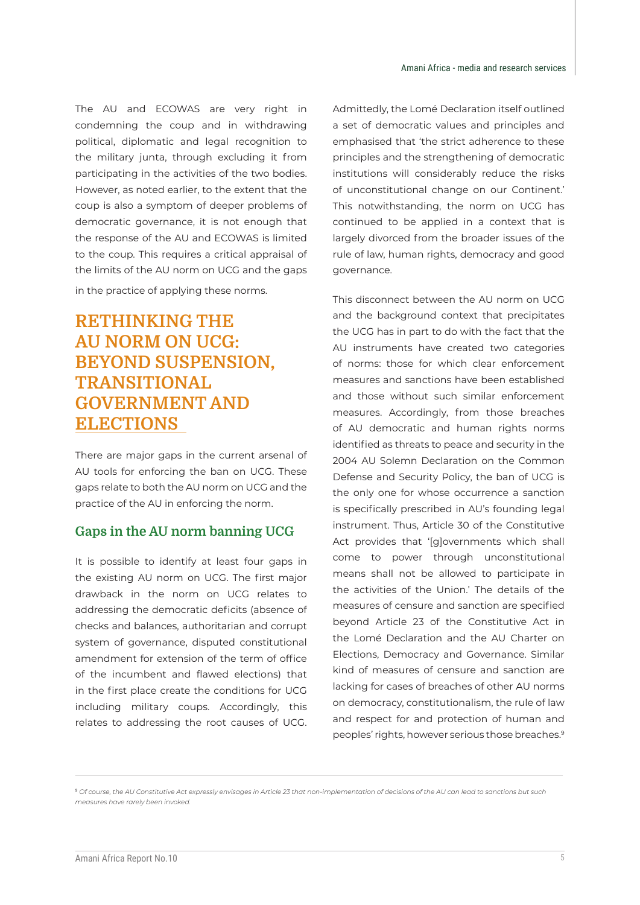The AU and ECOWAS are very right in condemning the coup and in withdrawing political, diplomatic and legal recognition to the military junta, through excluding it from participating in the activities of the two bodies. However, as noted earlier, to the extent that the coup is also a symptom of deeper problems of democratic governance, it is not enough that the response of the AU and ECOWAS is limited to the coup. This requires a critical appraisal of the limits of the AU norm on UCG and the gaps in the practice of applying these norms.

## RETHINKING THE AU NORM ON UCG: BEYOND SUSPENSION, TRANSITIONAL GOVERNMENT AND ELECTIONS

There are major gaps in the current arsenal of AU tools for enforcing the ban on UCG. These gaps relate to both the AU norm on UCG and the practice of the AU in enforcing the norm.

### Gaps in the AU norm banning UCG

It is possible to identify at least four gaps in the existing AU norm on UCG. The first major drawback in the norm on UCG relates to addressing the democratic deficits (absence of checks and balances, authoritarian and corrupt system of governance, disputed constitutional amendment for extension of the term of office of the incumbent and flawed elections) that in the first place create the conditions for UCG including military coups. Accordingly, this relates to addressing the root causes of UCG. Admittedly, the Lomé Declaration itself outlined a set of democratic values and principles and emphasised that 'the strict adherence to these principles and the strengthening of democratic institutions will considerably reduce the risks of unconstitutional change on our Continent.' This notwithstanding, the norm on UCG has continued to be applied in a context that is largely divorced from the broader issues of the rule of law, human rights, democracy and good governance.

This disconnect between the AU norm on UCG and the background context that precipitates the UCG has in part to do with the fact that the AU instruments have created two categories of norms: those for which clear enforcement measures and sanctions have been established and those without such similar enforcement measures. Accordingly, from those breaches of AU democratic and human rights norms identified as threats to peace and security in the 2004 AU Solemn Declaration on the Common Defense and Security Policy, the ban of UCG is the only one for whose occurrence a sanction is specifically prescribed in AU's founding legal instrument. Thus, Article 30 of the Constitutive Act provides that '[g]overnments which shall come to power through unconstitutional means shall not be allowed to participate in the activities of the Union.' The details of the measures of censure and sanction are specified beyond Article 23 of the Constitutive Act in the Lomé Declaration and the AU Charter on Elections, Democracy and Governance. Similar kind of measures of censure and sanction are lacking for cases of breaches of other AU norms on democracy, constitutionalism, the rule of law and respect for and protection of human and peoples' rights, however serious those breaches.[9]

---

[9] *Of course, the AU Constitutive Act expressly envisages in Article 23 that non-implementation of decisions of the AU can lead to sanctions but such measures have rarely been invoked.*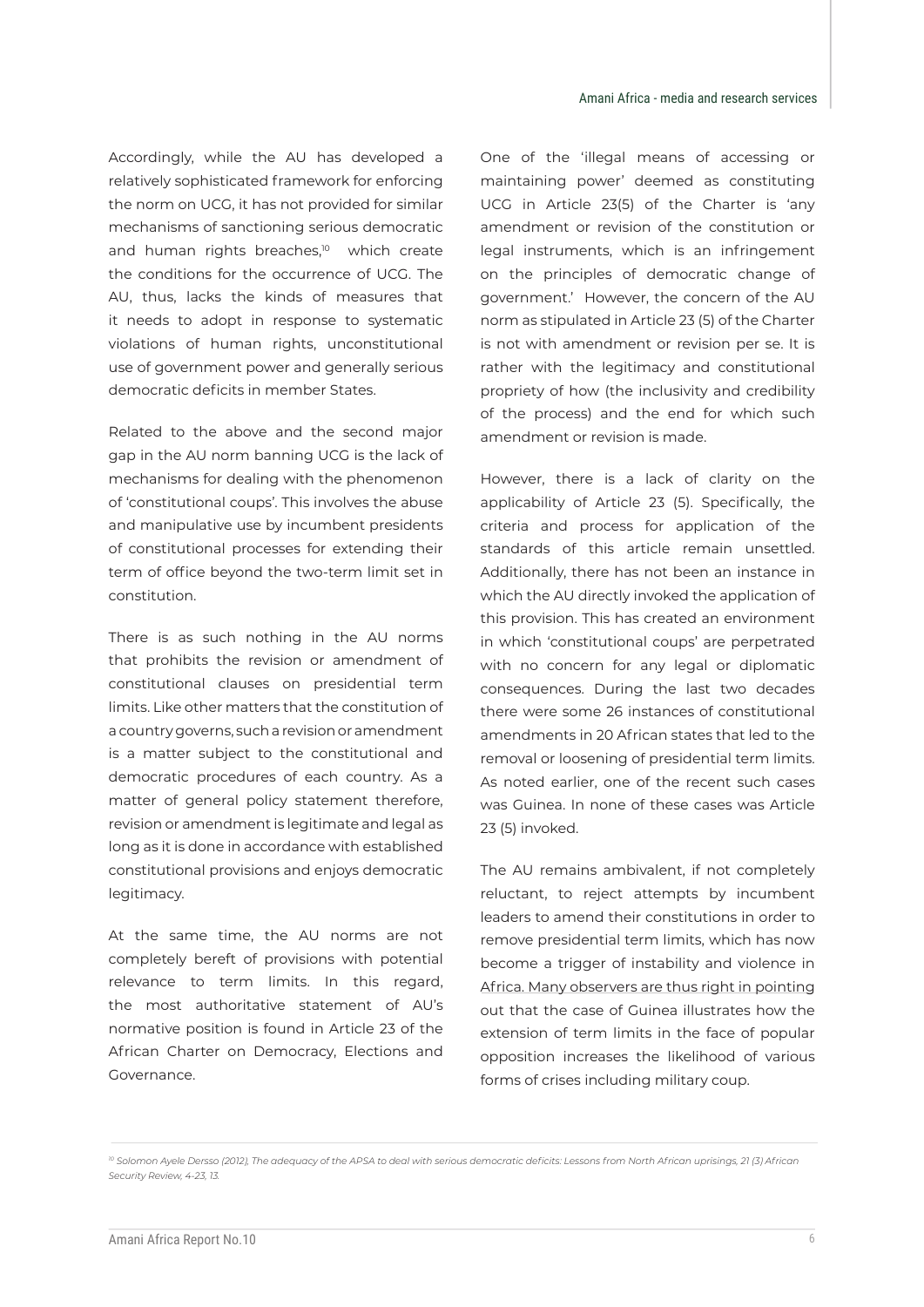Accordingly, while the AU has developed a relatively sophisticated framework for enforcing the norm on UCG, it has not provided for similar mechanisms of sanctioning serious democratic and human rights breaches,[10] which create the conditions for the occurrence of UCG. The AU, thus, lacks the kinds of measures that it needs to adopt in response to systematic violations of human rights, unconstitutional use of government power and generally serious democratic deficits in member States.

Related to the above and the second major gap in the AU norm banning UCG is the lack of mechanisms for dealing with the phenomenon of 'constitutional coups'. This involves the abuse and manipulative use by incumbent presidents of constitutional processes for extending their term of office beyond the two-term limit set in constitution.

There is as such nothing in the AU norms that prohibits the revision or amendment of constitutional clauses on presidential term limits. Like other matters that the constitution of a country governs, such a revision or amendment is a matter subject to the constitutional and democratic procedures of each country. As a matter of general policy statement therefore, revision or amendment is legitimate and legal as long as it is done in accordance with established constitutional provisions and enjoys democratic legitimacy.

At the same time, the AU norms are not completely bereft of provisions with potential relevance to term limits. In this regard, the most authoritative statement of AU's normative position is found in Article 23 of the African Charter on Democracy, Elections and Governance.

One of the 'illegal means of accessing or maintaining power' deemed as constituting UCG in Article 23(5) of the Charter is 'any amendment or revision of the constitution or legal instruments, which is an infringement on the principles of democratic change of government.' However, the concern of the AU norm as stipulated in Article 23 (5) of the Charter is not with amendment or revision per se. It is rather with the legitimacy and constitutional propriety of how (the inclusivity and credibility of the process) and the end for which such amendment or revision is made.

However, there is a lack of clarity on the applicability of Article 23 (5). Specifically, the criteria and process for application of the standards of this article remain unsettled. Additionally, there has not been an instance in which the AU directly invoked the application of this provision. This has created an environment in which 'constitutional coups' are perpetrated with no concern for any legal or diplomatic consequences. During the last two decades there were some 26 instances of constitutional amendments in 20 African states that led to the removal or loosening of presidential term limits. As noted earlier, one of the recent such cases was Guinea. In none of these cases was Article 23 (5) invoked.

The AU remains ambivalent, if not completely reluctant, to reject attempts by incumbent leaders to amend their constitutions in order to remove presidential term limits, which has now become a trigger of instability and violence in Africa. Many observers are thus right in pointing out that the case of Guinea illustrates how the extension of term limits in the face of popular opposition increases the likelihood of various forms of crises including military coup.

---

[10] *Solomon Ayele Dersso (2012), The adequacy of the APSA to deal with serious democratic deficits: Lessons from North African uprisings, 21 (3) African Security Review, 4-23, 13.*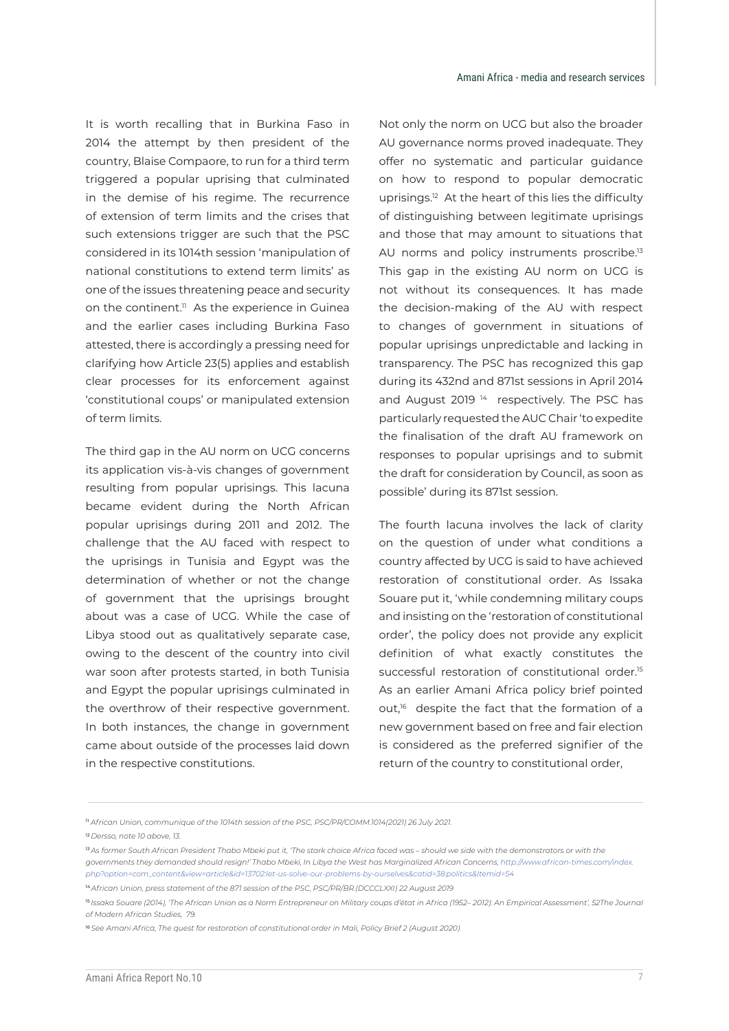It is worth recalling that in Burkina Faso in 2014 the attempt by then president of the country, Blaise Compaore, to run for a third term triggered a popular uprising that culminated in the demise of his regime. The recurrence of extension of term limits and the crises that such extensions trigger are such that the PSC considered in its 1014th session 'manipulation of national constitutions to extend term limits' as one of the issues threatening peace and security on the continent.[11] As the experience in Guinea and the earlier cases including Burkina Faso attested, there is accordingly a pressing need for clarifying how Article 23(5) applies and establish clear processes for its enforcement against 'constitutional coups' or manipulated extension of term limits.

The third gap in the AU norm on UCG concerns its application vis-à-vis changes of government resulting from popular uprisings. This lacuna became evident during the North African popular uprisings during 2011 and 2012. The challenge that the AU faced with respect to the uprisings in Tunisia and Egypt was the determination of whether or not the change of government that the uprisings brought about was a case of UCG. While the case of Libya stood out as qualitatively separate case, owing to the descent of the country into civil war soon after protests started, in both Tunisia and Egypt the popular uprisings culminated in the overthrow of their respective government. In both instances, the change in government came about outside of the processes laid down in the respective constitutions.

Not only the norm on UCG but also the broader AU governance norms proved inadequate. They offer no systematic and particular guidance on how to respond to popular democratic uprisings.[12] At the heart of this lies the difficulty of distinguishing between legitimate uprisings and those that may amount to situations that AU norms and policy instruments proscribe.[13] This gap in the existing AU norm on UCG is not without its consequences. It has made the decision-making of the AU with respect to changes of government in situations of popular uprisings unpredictable and lacking in transparency. The PSC has recognized this gap during its 432nd and 871st sessions in April 2014 and August 2019 [14] respectively. The PSC has particularly requested the AUC Chair 'to expedite the finalisation of the draft AU framework on responses to popular uprisings and to submit the draft for consideration by Council, as soon as possible' during its 871st session.

The fourth lacuna involves the lack of clarity on the question of under what conditions a country affected by UCG is said to have achieved restoration of constitutional order. As Issaka Souare put it, 'while condemning military coups and insisting on the 'restoration of constitutional order', the policy does not provide any explicit definition of what exactly constitutes the successful restoration of constitutional order.[15] As an earlier Amani Africa policy brief pointed out,[16] despite the fact that the formation of a new government based on free and fair election is considered as the preferred signifier of the return of the country to constitutional order,

---

[11] *African Union, communique of the 1014th session of the PSC, PSC/PR/COMM.1014(2021) 26 July 2021.*

[12] *Dersso, note 10 above, 13.*

[13] *As former South African President Thabo Mbeki put it, 'The stark choice Africa faced was – should we side with the demonstrators or with the governments they demanded should resign!' Thabo Mbeki, In Libya the West has Marginalized African Concerns, http://www.african-times.com/index.php?option=com_content&view=article&id=13702:let-us-solve-our-problems-by-ourselves&catid=38:politics&Itemid=54*

[14] *African Union, press statement of the 871 session of the PSC, PSC/PR/BR.(DCCCLXXI) 22 August 2019*

[15] *Issaka Souare (2014), 'The African Union as a Norm Entrepreneur on Military coups d'état in Africa (1952– 2012): An Empirical Assessment', 52The Journal of Modern African Studies, 79.*

[16] *See Amani Africa, The quest for restoration of constitutional order in Mali, Policy Brief 2 (August 2020)*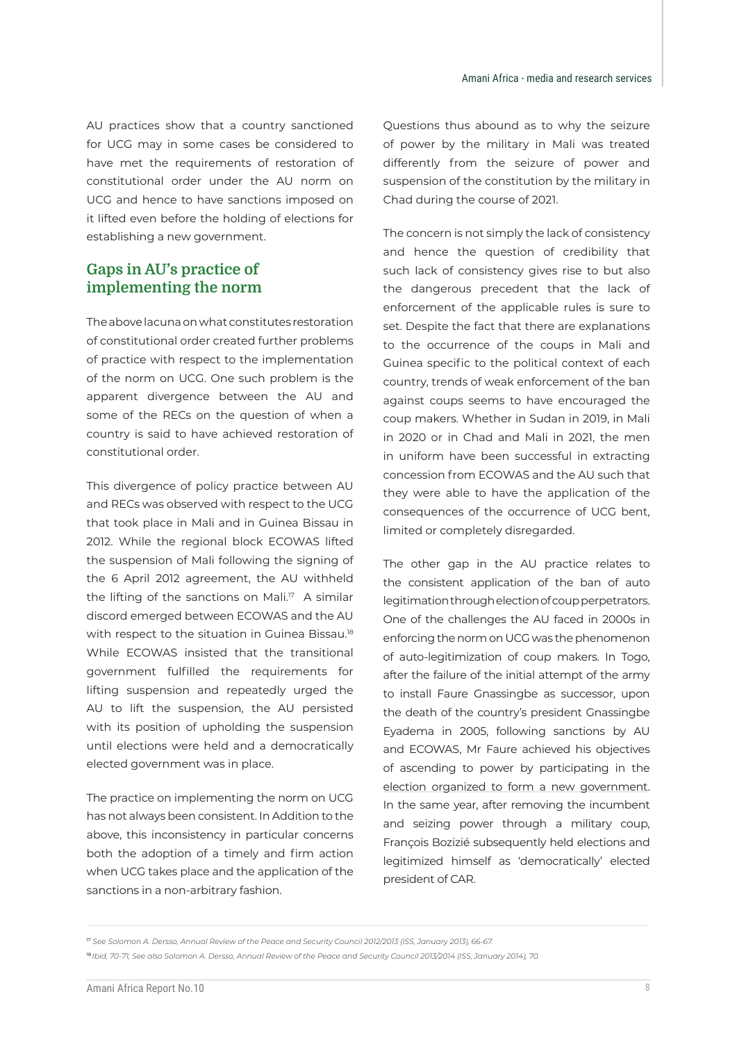AU practices show that a country sanctioned for UCG may in some cases be considered to have met the requirements of restoration of constitutional order under the AU norm on UCG and hence to have sanctions imposed on it lifted even before the holding of elections for establishing a new government.

## Gaps in AU's practice of implementing the norm

The above lacuna on what constitutes restoration of constitutional order created further problems of practice with respect to the implementation of the norm on UCG. One such problem is the apparent divergence between the AU and some of the RECs on the question of when a country is said to have achieved restoration of constitutional order.

This divergence of policy practice between AU and RECs was observed with respect to the UCG that took place in Mali and in Guinea Bissau in 2012. While the regional block ECOWAS lifted the suspension of Mali following the signing of the 6 April 2012 agreement, the AU withheld the lifting of the sanctions on Mali.[17] A similar discord emerged between ECOWAS and the AU with respect to the situation in Guinea Bissau.[18] While ECOWAS insisted that the transitional government fulfilled the requirements for lifting suspension and repeatedly urged the AU to lift the suspension, the AU persisted with its position of upholding the suspension until elections were held and a democratically elected government was in place.

The practice on implementing the norm on UCG has not always been consistent. In Addition to the above, this inconsistency in particular concerns both the adoption of a timely and firm action when UCG takes place and the application of the sanctions in a non-arbitrary fashion.

Questions thus abound as to why the seizure of power by the military in Mali was treated differently from the seizure of power and suspension of the constitution by the military in Chad during the course of 2021.

The concern is not simply the lack of consistency and hence the question of credibility that such lack of consistency gives rise to but also the dangerous precedent that the lack of enforcement of the applicable rules is sure to set. Despite the fact that there are explanations to the occurrence of the coups in Mali and Guinea specific to the political context of each country, trends of weak enforcement of the ban against coups seems to have encouraged the coup makers. Whether in Sudan in 2019, in Mali in 2020 or in Chad and Mali in 2021, the men in uniform have been successful in extracting concession from ECOWAS and the AU such that they were able to have the application of the consequences of the occurrence of UCG bent, limited or completely disregarded.

The other gap in the AU practice relates to the consistent application of the ban of auto legitimation through election of coup perpetrators. One of the challenges the AU faced in 2000s in enforcing the norm on UCG was the phenomenon of auto-legitimization of coup makers. In Togo, after the failure of the initial attempt of the army to install Faure Gnassingbe as successor, upon the death of the country's president Gnassingbe Eyadema in 2005, following sanctions by AU and ECOWAS, Mr Faure achieved his objectives of ascending to power by participating in the election organized to form a new government. In the same year, after removing the incumbent and seizing power through a military coup, François Bozizié subsequently held elections and legitimized himself as 'democratically' elected president of CAR.

---

[17] *See Solomon A. Dersso, Annual Review of the Peace and Security Council 2012/2013 (ISS, January 2013), 66-67.*

[18] *Ibid, 70-71; See also Solomon A. Dersso, Annual Review of the Peace and Security Council 2013/2014 (ISS, January 2014), 70.*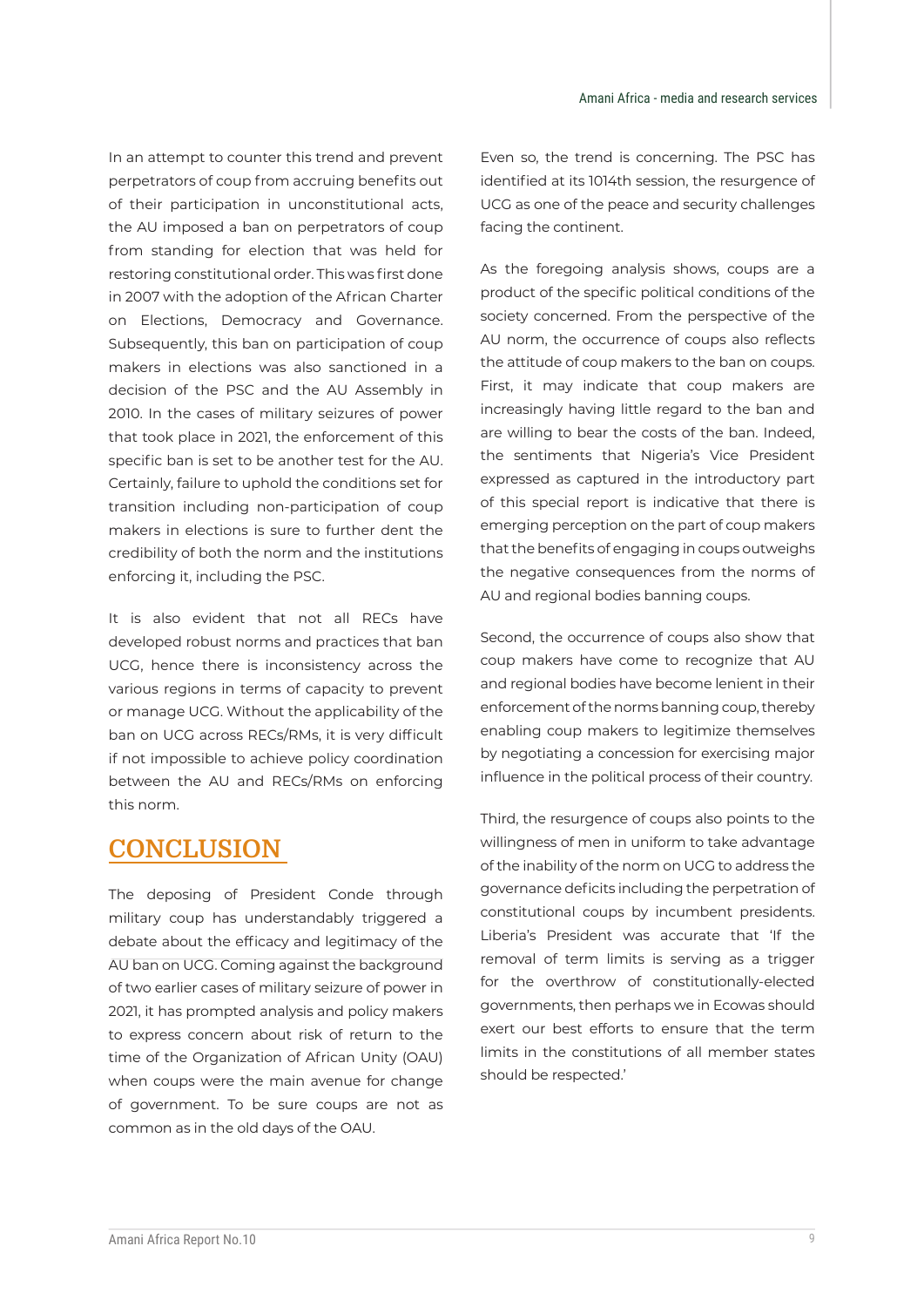In an attempt to counter this trend and prevent perpetrators of coup from accruing benefits out of their participation in unconstitutional acts, the AU imposed a ban on perpetrators of coup from standing for election that was held for restoring constitutional order. This was first done in 2007 with the adoption of the African Charter on Elections, Democracy and Governance. Subsequently, this ban on participation of coup makers in elections was also sanctioned in a decision of the PSC and the AU Assembly in 2010. In the cases of military seizures of power that took place in 2021, the enforcement of this specific ban is set to be another test for the AU. Certainly, failure to uphold the conditions set for transition including non-participation of coup makers in elections is sure to further dent the credibility of both the norm and the institutions enforcing it, including the PSC.

It is also evident that not all RECs have developed robust norms and practices that ban UCG, hence there is inconsistency across the various regions in terms of capacity to prevent or manage UCG. Without the applicability of the ban on UCG across RECs/RMs, it is very difficult if not impossible to achieve policy coordination between the AU and RECs/RMs on enforcing this norm.

## CONCLUSION

The deposing of President Conde through military coup has understandably triggered a debate about the efficacy and legitimacy of the AU ban on UCG. Coming against the background of two earlier cases of military seizure of power in 2021, it has prompted analysis and policy makers to express concern about risk of return to the time of the Organization of African Unity (OAU) when coups were the main avenue for change of government. To be sure coups are not as common as in the old days of the OAU.

Even so, the trend is concerning. The PSC has identified at its 1014th session, the resurgence of UCG as one of the peace and security challenges facing the continent.

As the foregoing analysis shows, coups are a product of the specific political conditions of the society concerned. From the perspective of the AU norm, the occurrence of coups also reflects the attitude of coup makers to the ban on coups. First, it may indicate that coup makers are increasingly having little regard to the ban and are willing to bear the costs of the ban. Indeed, the sentiments that Nigeria's Vice President expressed as captured in the introductory part of this special report is indicative that there is emerging perception on the part of coup makers that the benefits of engaging in coups outweighs the negative consequences from the norms of AU and regional bodies banning coups.

Second, the occurrence of coups also show that coup makers have come to recognize that AU and regional bodies have become lenient in their enforcement of the norms banning coup, thereby enabling coup makers to legitimize themselves by negotiating a concession for exercising major influence in the political process of their country.

Third, the resurgence of coups also points to the willingness of men in uniform to take advantage of the inability of the norm on UCG to address the governance deficits including the perpetration of constitutional coups by incumbent presidents. Liberia's President was accurate that 'If the removal of term limits is serving as a trigger for the overthrow of constitutionally-elected governments, then perhaps we in Ecowas should exert our best efforts to ensure that the term limits in the constitutions of all member states should be respected.'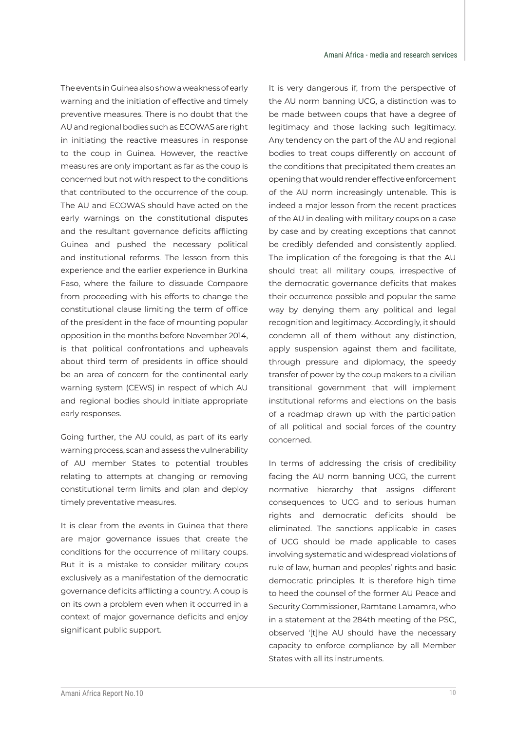The events in Guinea also show a weakness of early warning and the initiation of effective and timely preventive measures. There is no doubt that the AU and regional bodies such as ECOWAS are right in initiating the reactive measures in response to the coup in Guinea. However, the reactive measures are only important as far as the coup is concerned but not with respect to the conditions that contributed to the occurrence of the coup. The AU and ECOWAS should have acted on the early warnings on the constitutional disputes and the resultant governance deficits afflicting Guinea and pushed the necessary political and institutional reforms. The lesson from this experience and the earlier experience in Burkina Faso, where the failure to dissuade Compaore from proceeding with his efforts to change the constitutional clause limiting the term of office of the president in the face of mounting popular opposition in the months before November 2014, is that political confrontations and upheavals about third term of presidents in office should be an area of concern for the continental early warning system (CEWS) in respect of which AU and regional bodies should initiate appropriate early responses.

Going further, the AU could, as part of its early warning process, scan and assess the vulnerability of AU member States to potential troubles relating to attempts at changing or removing constitutional term limits and plan and deploy timely preventative measures.

It is clear from the events in Guinea that there are major governance issues that create the conditions for the occurrence of military coups. But it is a mistake to consider military coups exclusively as a manifestation of the democratic governance deficits afflicting a country. A coup is on its own a problem even when it occurred in a context of major governance deficits and enjoy significant public support.

It is very dangerous if, from the perspective of the AU norm banning UCG, a distinction was to be made between coups that have a degree of legitimacy and those lacking such legitimacy. Any tendency on the part of the AU and regional bodies to treat coups differently on account of the conditions that precipitated them creates an opening that would render effective enforcement of the AU norm increasingly untenable. This is indeed a major lesson from the recent practices of the AU in dealing with military coups on a case by case and by creating exceptions that cannot be credibly defended and consistently applied. The implication of the foregoing is that the AU should treat all military coups, irrespective of the democratic governance deficits that makes their occurrence possible and popular the same way by denying them any political and legal recognition and legitimacy. Accordingly, it should condemn all of them without any distinction, apply suspension against them and facilitate, through pressure and diplomacy, the speedy transfer of power by the coup makers to a civilian transitional government that will implement institutional reforms and elections on the basis of a roadmap drawn up with the participation of all political and social forces of the country concerned.

In terms of addressing the crisis of credibility facing the AU norm banning UCG, the current normative hierarchy that assigns different consequences to UCG and to serious human rights and democratic deficits should be eliminated. The sanctions applicable in cases of UCG should be made applicable to cases involving systematic and widespread violations of rule of law, human and peoples' rights and basic democratic principles. It is therefore high time to heed the counsel of the former AU Peace and Security Commissioner, Ramtane Lamamra, who in a statement at the 284th meeting of the PSC, observed '[t]he AU should have the necessary capacity to enforce compliance by all Member States with all its instruments.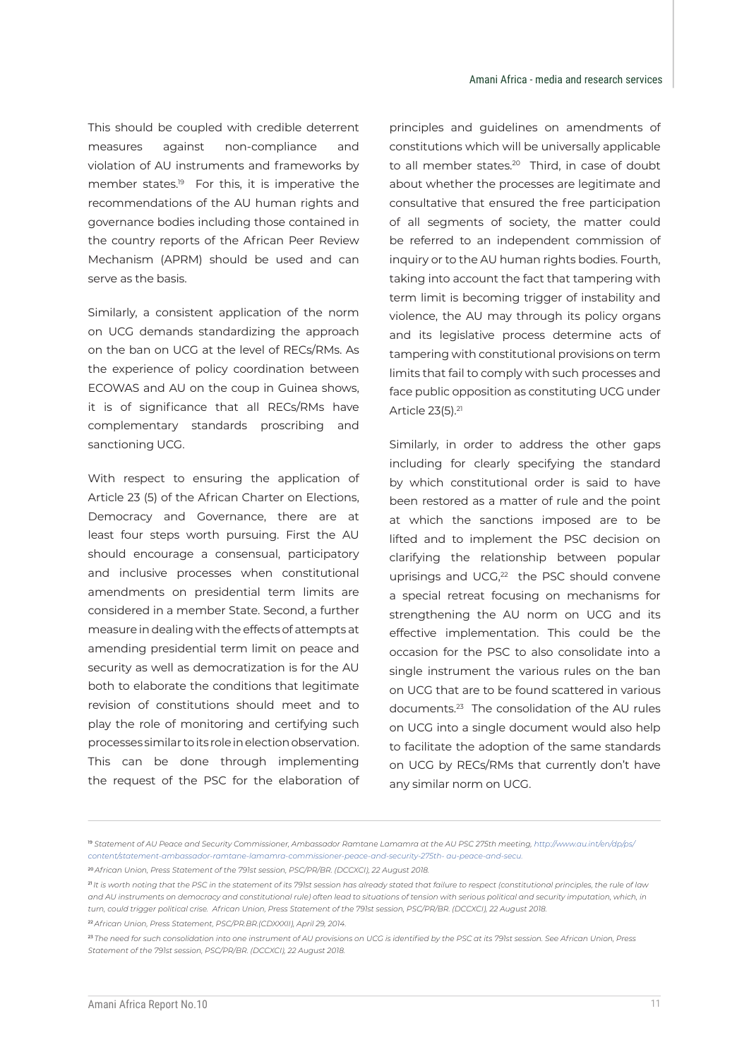This should be coupled with credible deterrent measures against non-compliance and violation of AU instruments and frameworks by member states.[19] For this, it is imperative the recommendations of the AU human rights and governance bodies including those contained in the country reports of the African Peer Review Mechanism (APRM) should be used and can serve as the basis.

Similarly, a consistent application of the norm on UCG demands standardizing the approach on the ban on UCG at the level of RECs/RMs. As the experience of policy coordination between ECOWAS and AU on the coup in Guinea shows, it is of significance that all RECs/RMs have complementary standards proscribing and sanctioning UCG.

With respect to ensuring the application of Article 23 (5) of the African Charter on Elections, Democracy and Governance, there are at least four steps worth pursuing. First the AU should encourage a consensual, participatory and inclusive processes when constitutional amendments on presidential term limits are considered in a member State. Second, a further measure in dealing with the effects of attempts at amending presidential term limit on peace and security as well as democratization is for the AU both to elaborate the conditions that legitimate revision of constitutions should meet and to play the role of monitoring and certifying such processes similar to its role in election observation. This can be done through implementing the request of the PSC for the elaboration of principles and guidelines on amendments of constitutions which will be universally applicable to all member states.[20] Third, in case of doubt about whether the processes are legitimate and consultative that ensured the free participation of all segments of society, the matter could be referred to an independent commission of inquiry or to the AU human rights bodies. Fourth, taking into account the fact that tampering with term limit is becoming trigger of instability and violence, the AU may through its policy organs and its legislative process determine acts of tampering with constitutional provisions on term limits that fail to comply with such processes and face public opposition as constituting UCG under Article 23(5).[21]

Similarly, in order to address the other gaps including for clearly specifying the standard by which constitutional order is said to have been restored as a matter of rule and the point at which the sanctions imposed are to be lifted and to implement the PSC decision on clarifying the relationship between popular uprisings and UCG,[22] the PSC should convene a special retreat focusing on mechanisms for strengthening the AU norm on UCG and its effective implementation. This could be the occasion for the PSC to also consolidate into a single instrument the various rules on the ban on UCG that are to be found scattered in various documents.[23] The consolidation of the AU rules on UCG into a single document would also help to facilitate the adoption of the same standards on UCG by RECs/RMs that currently don't have any similar norm on UCG.

---

[19] *Statement of AU Peace and Security Commissioner, Ambassador Ramtane Lamamra at the AU PSC 275th meeting, http://www.au.int/en/dp/ps/content/statement-ambassador-ramtane-lamamra-commissioner-peace-and-security-275th- au-peace-and-secu.*

[20] *African Union, Press Statement of the 791st session, PSC/PR/BR. (DCCXCI), 22 August 2018.*

[21] *It is worth noting that the PSC in the statement of its 791st session has already stated that failure to respect (constitutional principles, the rule of law and AU instruments on democracy and constitutional rule) often lead to situations of tension with serious political and security imputation, which, in turn, could trigger political crise. African Union, Press Statement of the 791st session, PSC/PR/BR. (DCCXCI), 22 August 2018.*

[22] *African Union, Press Statement, PSC/PR.BR.(CDXXXII), April 29, 2014.*

[23] *The need for such consolidation into one instrument of AU provisions on UCG is identified by the PSC at its 791st session. See African Union, Press Statement of the 791st session, PSC/PR/BR. (DCCXCI), 22 August 2018.*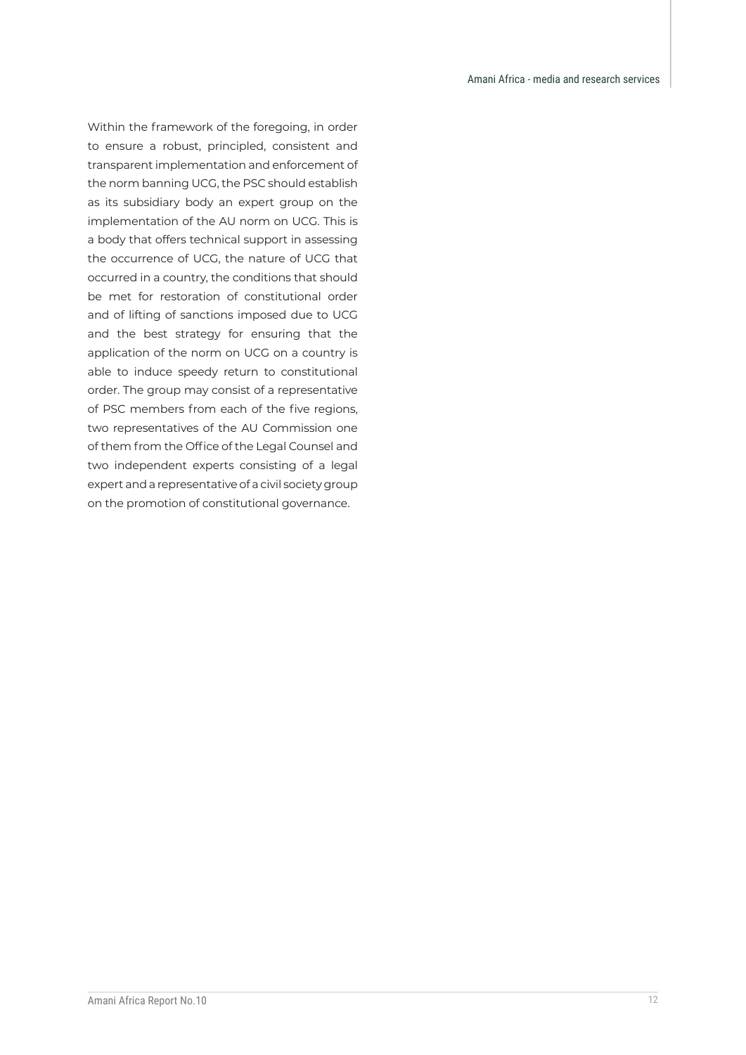Within the framework of the foregoing, in order to ensure a robust, principled, consistent and transparent implementation and enforcement of the norm banning UCG, the PSC should establish as its subsidiary body an expert group on the implementation of the AU norm on UCG. This is a body that offers technical support in assessing the occurrence of UCG, the nature of UCG that occurred in a country, the conditions that should be met for restoration of constitutional order and of lifting of sanctions imposed due to UCG and the best strategy for ensuring that the application of the norm on UCG on a country is able to induce speedy return to constitutional order. The group may consist of a representative of PSC members from each of the five regions, two representatives of the AU Commission one of them from the Office of the Legal Counsel and two independent experts consisting of a legal expert and a representative of a civil society group on the promotion of constitutional governance.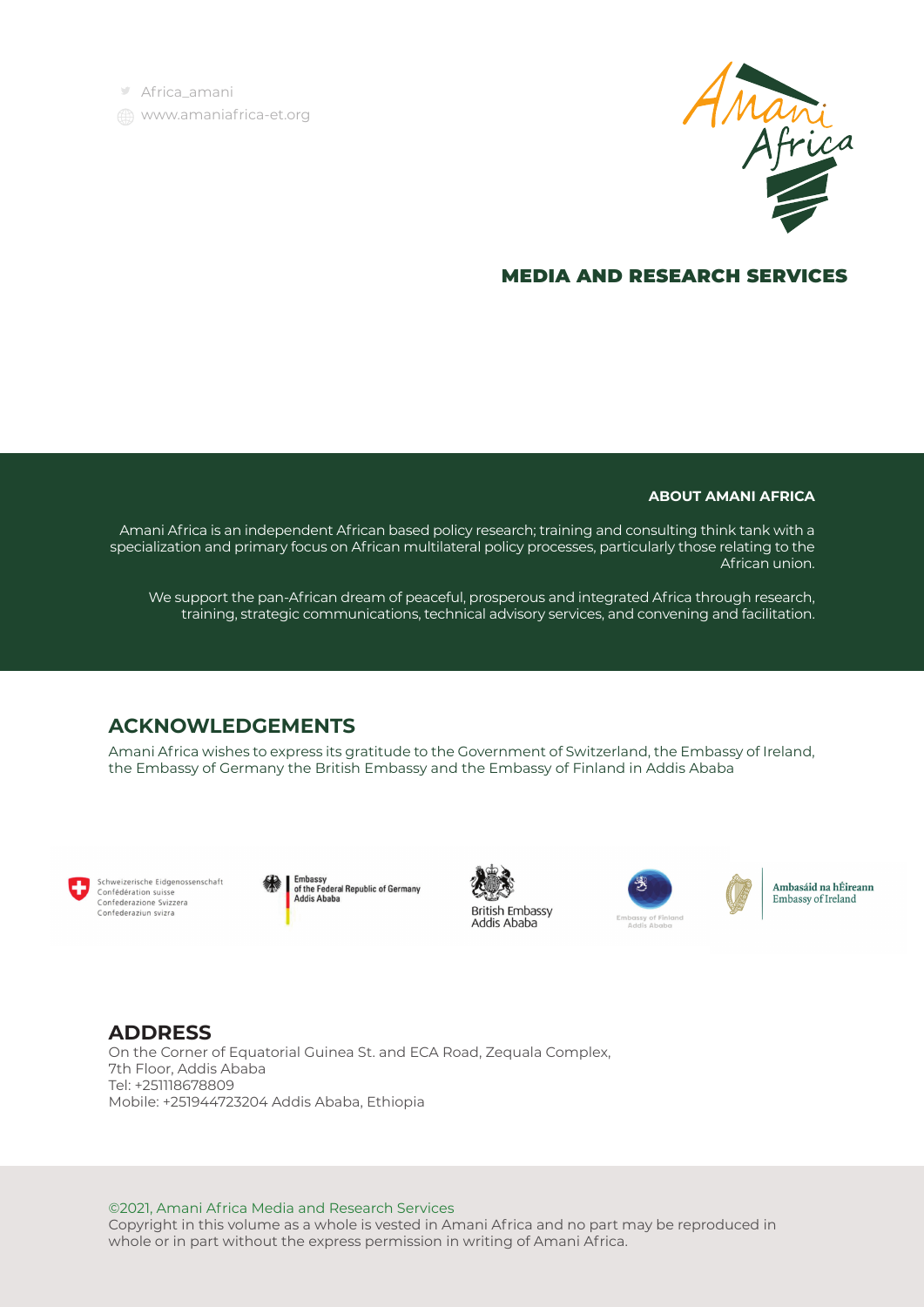Africa_amani
www.amaniafrica-et.org

Amani Africa

**MEDIA AND RESEARCH SERVICES**

**ABOUT AMANI AFRICA**

Amani Africa is an independent African based policy research; training and consulting think tank with a specialization and primary focus on African multilateral policy processes, particularly those relating to the African union.

We support the pan-African dream of peaceful, prosperous and integrated Africa through research, training, strategic communications, technical advisory services, and convening and facilitation.

## ACKNOWLEDGEMENTS

Amani Africa wishes to express its gratitude to the Government of Switzerland, the Embassy of Ireland, the Embassy of Germany the British Embassy and the Embassy of Finland in Addis Ababa

Schweizerische Eidgenossenschaft
Confédération suisse
Confederazione Svizzera
Confederaziun svizra

Embassy
of the Federal Republic of Germany
Addis Ababa

British Embassy
Addis Ababa

Embassy of Finland
Addis Ababa

Ambasáid na hÉireann
Embassy of Ireland

## ADDRESS

On the Corner of Equatorial Guinea St. and ECA Road, Zequala Complex, 7th Floor, Addis Ababa
Tel: +251118678809
Mobile: +251944723204 Addis Ababa, Ethiopia

©2021, Amani Africa Media and Research Services
Copyright in this volume as a whole is vested in Amani Africa and no part may be reproduced in whole or in part without the express permission in writing of Amani Africa.